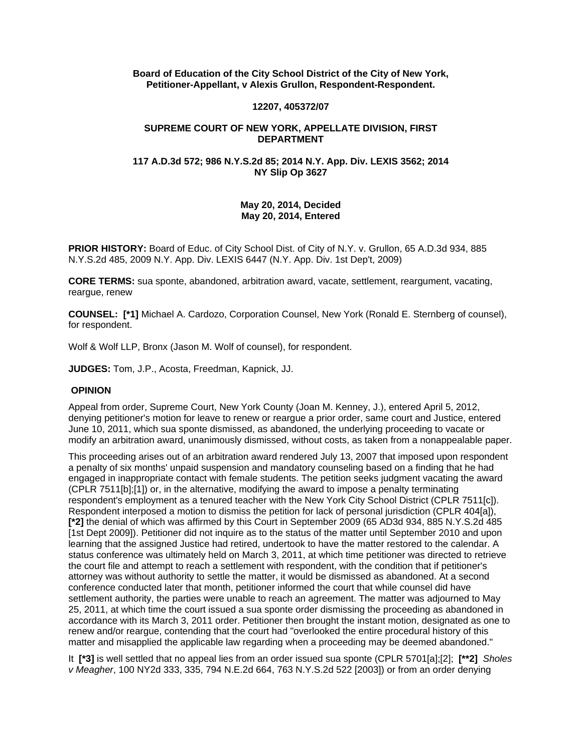**Board of Education of the City School District of the City of New York, Petitioner-Appellant, v Alexis Grullon, Respondent-Respondent.**

**12207, 405372/07**

**SUPREME COURT OF NEW YORK, APPELLATE DIVISION, FIRST DEPARTMENT**

**117 A.D.3d 572; 986 N.Y.S.2d 85; 2014 N.Y. App. Div. LEXIS 3562; 2014 NY Slip Op 3627**

**May 20, 2014, Decided**
**May 20, 2014, Entered**

**PRIOR HISTORY:** Board of Educ. of City School Dist. of City of N.Y. v. Grullon, 65 A.D.3d 934, 885 N.Y.S.2d 485, 2009 N.Y. App. Div. LEXIS 6447 (N.Y. App. Div. 1st Dep't, 2009)

**CORE TERMS:** sua sponte, abandoned, arbitration award, vacate, settlement, reargument, vacating, reargue, renew

**COUNSEL:** **[*1]** Michael A. Cardozo, Corporation Counsel, New York (Ronald E. Sternberg of counsel), for respondent.

Wolf & Wolf LLP, Bronx (Jason M. Wolf of counsel), for respondent.

**JUDGES:** Tom, J.P., Acosta, Freedman, Kapnick, JJ.

**OPINION**

Appeal from order, Supreme Court, New York County (Joan M. Kenney, J.), entered April 5, 2012, denying petitioner's motion for leave to renew or reargue a prior order, same court and Justice, entered June 10, 2011, which sua sponte dismissed, as abandoned, the underlying proceeding to vacate or modify an arbitration award, unanimously dismissed, without costs, as taken from a nonappealable paper.

This proceeding arises out of an arbitration award rendered July 13, 2007 that imposed upon respondent a penalty of six months' unpaid suspension and mandatory counseling based on a finding that he had engaged in inappropriate contact with female students. The petition seeks judgment vacating the award (CPLR 7511[b];[1]) or, in the alternative, modifying the award to impose a penalty terminating respondent's employment as a tenured teacher with the New York City School District (CPLR 7511[c]). Respondent interposed a motion to dismiss the petition for lack of personal jurisdiction (CPLR 404[a]), **[*2]** the denial of which was affirmed by this Court in September 2009 (65 AD3d 934, 885 N.Y.S.2d 485 [1st Dept 2009]). Petitioner did not inquire as to the status of the matter until September 2010 and upon learning that the assigned Justice had retired, undertook to have the matter restored to the calendar. A status conference was ultimately held on March 3, 2011, at which time petitioner was directed to retrieve the court file and attempt to reach a settlement with respondent, with the condition that if petitioner's attorney was without authority to settle the matter, it would be dismissed as abandoned. At a second conference conducted later that month, petitioner informed the court that while counsel did have settlement authority, the parties were unable to reach an agreement. The matter was adjourned to May 25, 2011, at which time the court issued a sua sponte order dismissing the proceeding as abandoned in accordance with its March 3, 2011 order. Petitioner then brought the instant motion, designated as one to renew and/or reargue, contending that the court had "overlooked the entire procedural history of this matter and misapplied the applicable law regarding when a proceeding may be deemed abandoned."

It **[*3]** is well settled that no appeal lies from an order issued sua sponte (CPLR 5701[a];[2]; **[**2]** *Sholes v Meagher*, 100 NY2d 333, 335, 794 N.E.2d 664, 763 N.Y.S.2d 522 [2003]) or from an order denying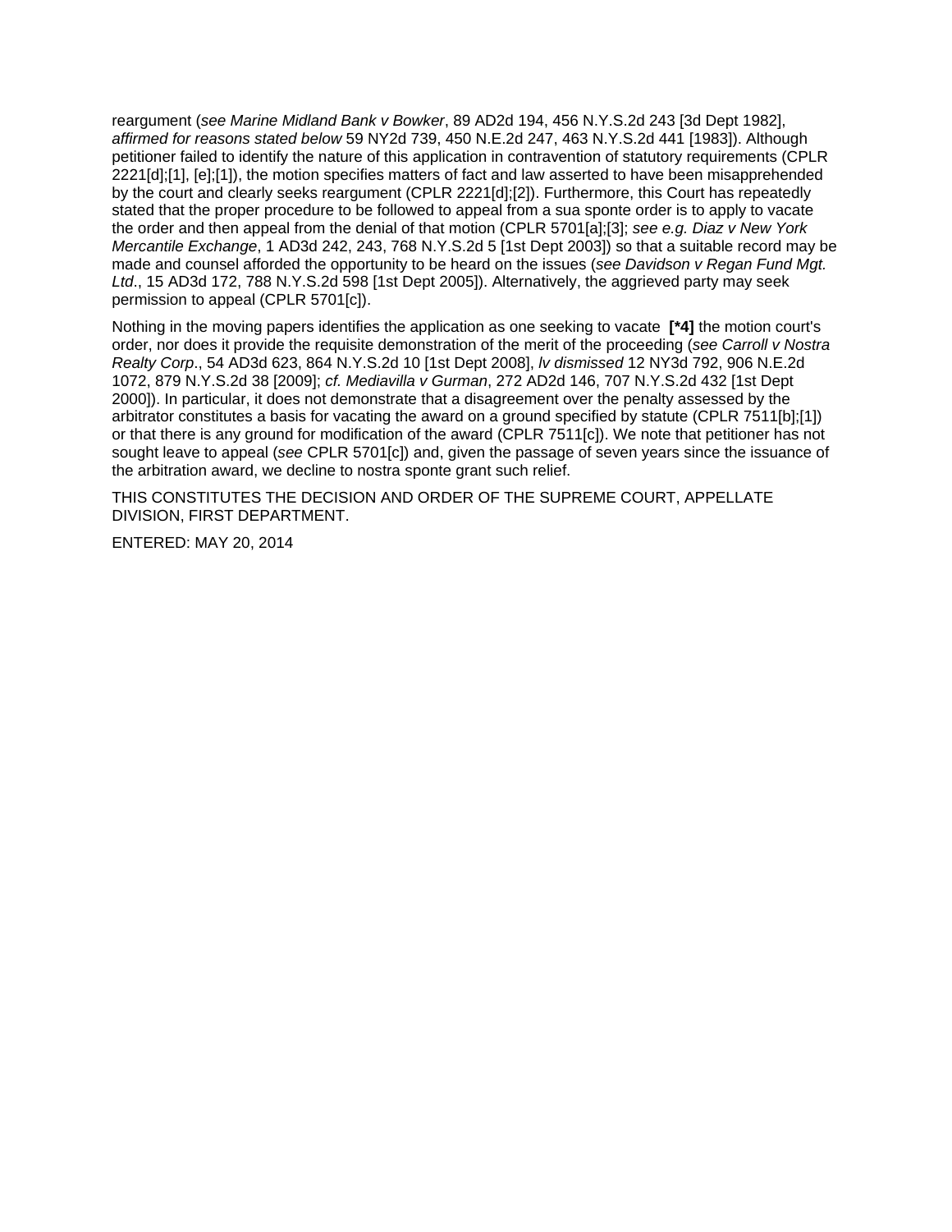reargument (*see Marine Midland Bank v Bowker*, 89 AD2d 194, 456 N.Y.S.2d 243 [3d Dept 1982], *affirmed for reasons stated below* 59 NY2d 739, 450 N.E.2d 247, 463 N.Y.S.2d 441 [1983]). Although petitioner failed to identify the nature of this application in contravention of statutory requirements (CPLR 2221[d];[1], [e];[1]), the motion specifies matters of fact and law asserted to have been misapprehended by the court and clearly seeks reargument (CPLR 2221[d];[2]). Furthermore, this Court has repeatedly stated that the proper procedure to be followed to appeal from a sua sponte order is to apply to vacate the order and then appeal from the denial of that motion (CPLR 5701[a];[3]; *see e.g. Diaz v New York Mercantile Exchange*, 1 AD3d 242, 243, 768 N.Y.S.2d 5 [1st Dept 2003]) so that a suitable record may be made and counsel afforded the opportunity to be heard on the issues (*see Davidson v Regan Fund Mgt. Ltd*., 15 AD3d 172, 788 N.Y.S.2d 598 [1st Dept 2005]). Alternatively, the aggrieved party may seek permission to appeal (CPLR 5701[c]).

Nothing in the moving papers identifies the application as one seeking to vacate **[*4]** the motion court's order, nor does it provide the requisite demonstration of the merit of the proceeding (*see Carroll v Nostra Realty Corp*., 54 AD3d 623, 864 N.Y.S.2d 10 [1st Dept 2008], *lv dismissed* 12 NY3d 792, 906 N.E.2d 1072, 879 N.Y.S.2d 38 [2009]; *cf. Mediavilla v Gurman*, 272 AD2d 146, 707 N.Y.S.2d 432 [1st Dept 2000]). In particular, it does not demonstrate that a disagreement over the penalty assessed by the arbitrator constitutes a basis for vacating the award on a ground specified by statute (CPLR 7511[b];[1]) or that there is any ground for modification of the award (CPLR 7511[c]). We note that petitioner has not sought leave to appeal (*see* CPLR 5701[c]) and, given the passage of seven years since the issuance of the arbitration award, we decline to nostra sponte grant such relief.

THIS CONSTITUTES THE DECISION AND ORDER OF THE SUPREME COURT, APPELLATE DIVISION, FIRST DEPARTMENT.

ENTERED: MAY 20, 2014